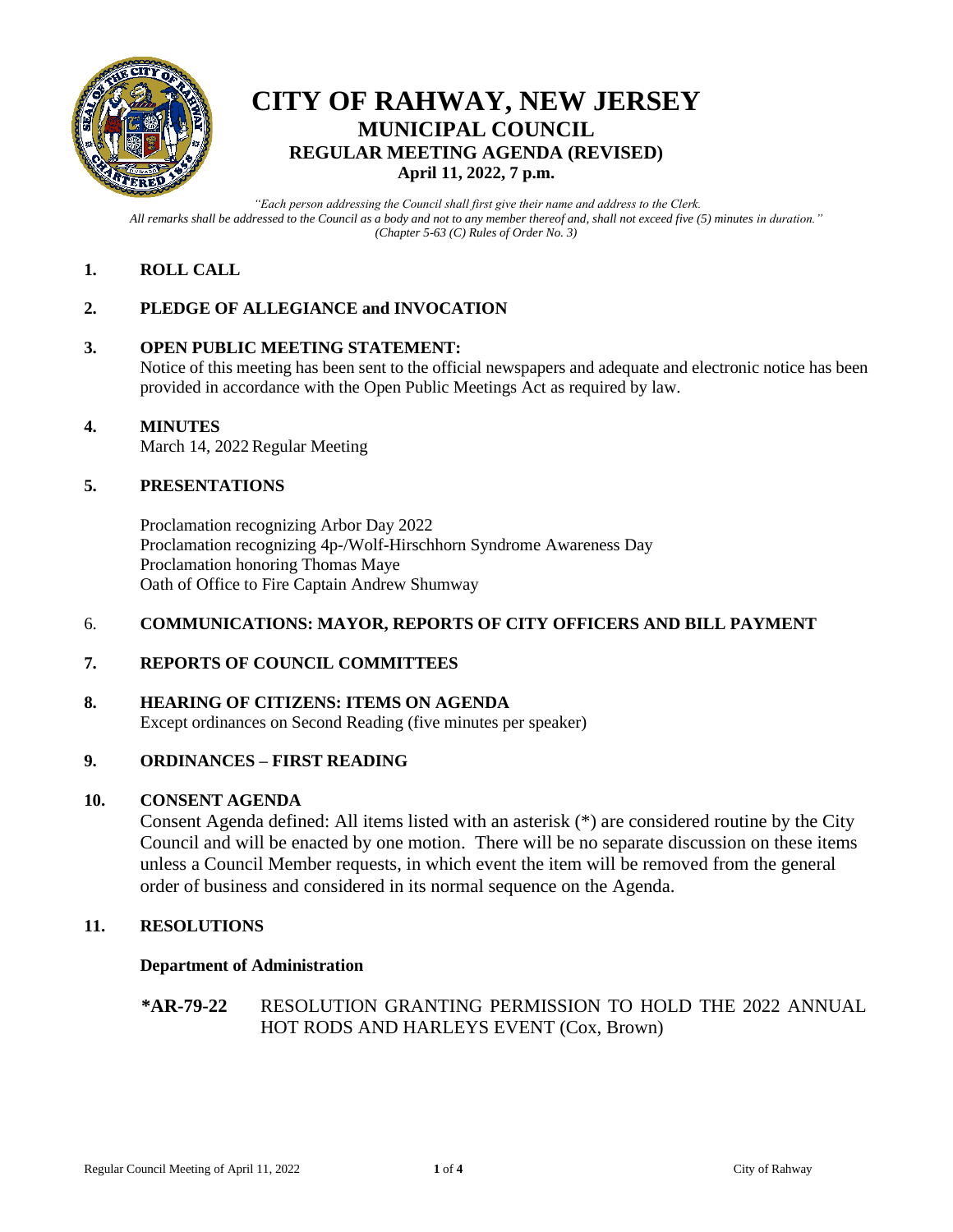# CITY OF RAHWAY, NEW JERSEY

## MUNICIPAL COUNCIL

### REGULAR MEETING AGENDA (REVISED)

**April 11, 2022, 7 p.m.**

*"Each person addressing the Council shall first give their name and address to the Clerk. All remarks shall be addressed to the Council as a body and not to any member thereof and, shall not exceed five (5) minutes in duration." (Chapter 5-63 (C) Rules of Order No. 3)*

**1. ROLL CALL**

**2. PLEDGE OF ALLEGIANCE and INVOCATION**

**3. OPEN PUBLIC MEETING STATEMENT:**

Notice of this meeting has been sent to the official newspapers and adequate and electronic notice has been provided in accordance with the Open Public Meetings Act as required by law.

**4. MINUTES**

March 14, 2022 Regular Meeting

**5. PRESENTATIONS**

Proclamation recognizing Arbor Day 2022
Proclamation recognizing 4p-/Wolf-Hirschhorn Syndrome Awareness Day
Proclamation honoring Thomas Maye
Oath of Office to Fire Captain Andrew Shumway

**6. COMMUNICATIONS: MAYOR, REPORTS OF CITY OFFICERS AND BILL PAYMENT**

**7. REPORTS OF COUNCIL COMMITTEES**

**8. HEARING OF CITIZENS: ITEMS ON AGENDA**

Except ordinances on Second Reading (five minutes per speaker)

**9. ORDINANCES – FIRST READING**

**10. CONSENT AGENDA**

Consent Agenda defined: All items listed with an asterisk (*) are considered routine by the City Council and will be enacted by one motion. There will be no separate discussion on these items unless a Council Member requests, in which event the item will be removed from the general order of business and considered in its normal sequence on the Agenda.

**11. RESOLUTIONS**

**Department of Administration**

**\*AR-79-22** RESOLUTION GRANTING PERMISSION TO HOLD THE 2022 ANNUAL HOT RODS AND HARLEYS EVENT (Cox, Brown)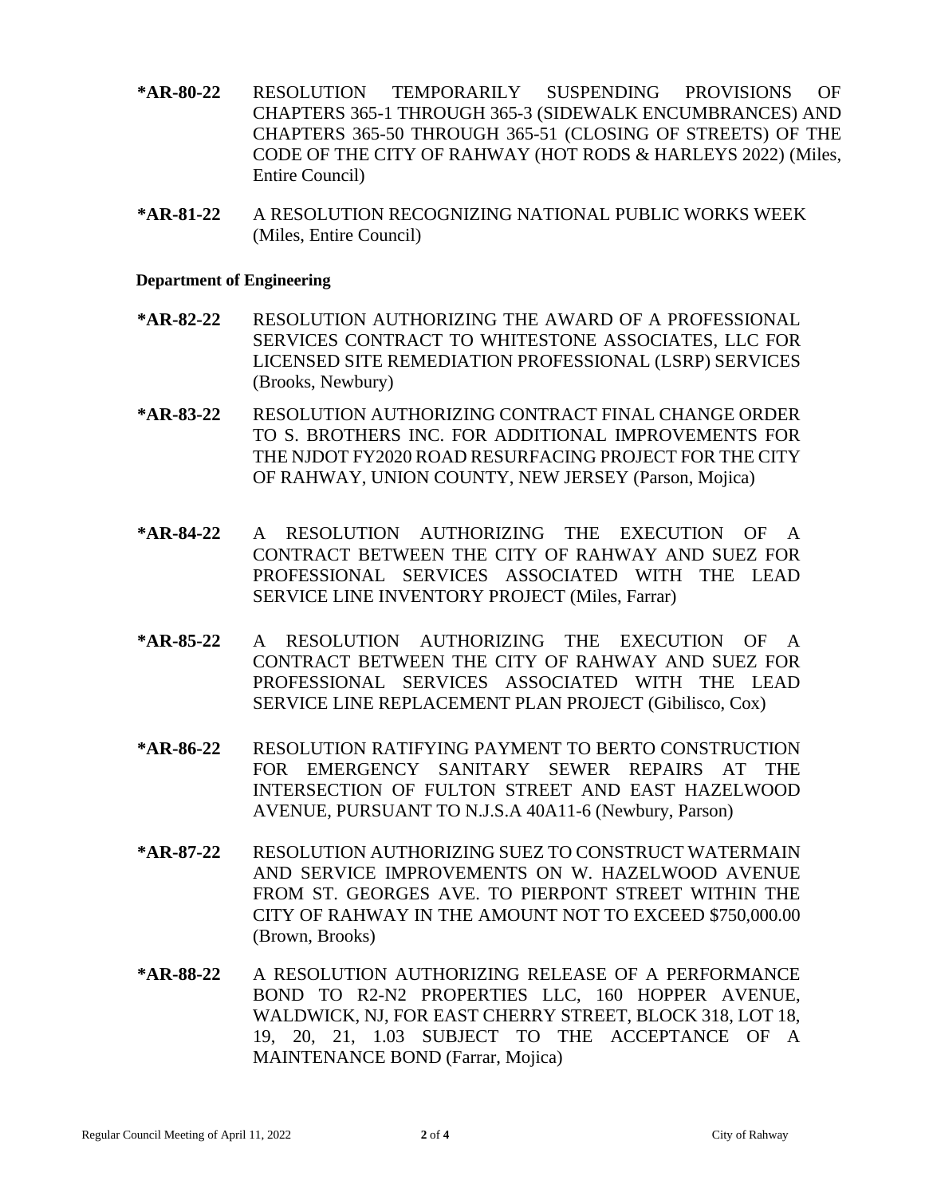**\*AR-80-22** RESOLUTION TEMPORARILY SUSPENDING PROVISIONS OF CHAPTERS 365-1 THROUGH 365-3 (SIDEWALK ENCUMBRANCES) AND CHAPTERS 365-50 THROUGH 365-51 (CLOSING OF STREETS) OF THE CODE OF THE CITY OF RAHWAY (HOT RODS & HARLEYS 2022) (Miles, Entire Council)

**\*AR-81-22** A RESOLUTION RECOGNIZING NATIONAL PUBLIC WORKS WEEK (Miles, Entire Council)

**Department of Engineering**

**\*AR-82-22** RESOLUTION AUTHORIZING THE AWARD OF A PROFESSIONAL SERVICES CONTRACT TO WHITESTONE ASSOCIATES, LLC FOR LICENSED SITE REMEDIATION PROFESSIONAL (LSRP) SERVICES (Brooks, Newbury)

**\*AR-83-22** RESOLUTION AUTHORIZING CONTRACT FINAL CHANGE ORDER TO S. BROTHERS INC. FOR ADDITIONAL IMPROVEMENTS FOR THE NJDOT FY2020 ROAD RESURFACING PROJECT FOR THE CITY OF RAHWAY, UNION COUNTY, NEW JERSEY (Parson, Mojica)

**\*AR-84-22** A RESOLUTION AUTHORIZING THE EXECUTION OF A CONTRACT BETWEEN THE CITY OF RAHWAY AND SUEZ FOR PROFESSIONAL SERVICES ASSOCIATED WITH THE LEAD SERVICE LINE INVENTORY PROJECT (Miles, Farrar)

**\*AR-85-22** A RESOLUTION AUTHORIZING THE EXECUTION OF A CONTRACT BETWEEN THE CITY OF RAHWAY AND SUEZ FOR PROFESSIONAL SERVICES ASSOCIATED WITH THE LEAD SERVICE LINE REPLACEMENT PLAN PROJECT (Gibilisco, Cox)

**\*AR-86-22** RESOLUTION RATIFYING PAYMENT TO BERTO CONSTRUCTION FOR EMERGENCY SANITARY SEWER REPAIRS AT THE INTERSECTION OF FULTON STREET AND EAST HAZELWOOD AVENUE, PURSUANT TO N.J.S.A 40A11-6 (Newbury, Parson)

**\*AR-87-22** RESOLUTION AUTHORIZING SUEZ TO CONSTRUCT WATERMAIN AND SERVICE IMPROVEMENTS ON W. HAZELWOOD AVENUE FROM ST. GEORGES AVE. TO PIERPONT STREET WITHIN THE CITY OF RAHWAY IN THE AMOUNT NOT TO EXCEED $750,000.00 (Brown, Brooks)

**\*AR-88-22** A RESOLUTION AUTHORIZING RELEASE OF A PERFORMANCE BOND TO R2-N2 PROPERTIES LLC, 160 HOPPER AVENUE, WALDWICK, NJ, FOR EAST CHERRY STREET, BLOCK 318, LOT 18, 19, 20, 21, 1.03 SUBJECT TO THE ACCEPTANCE OF A MAINTENANCE BOND (Farrar, Mojica)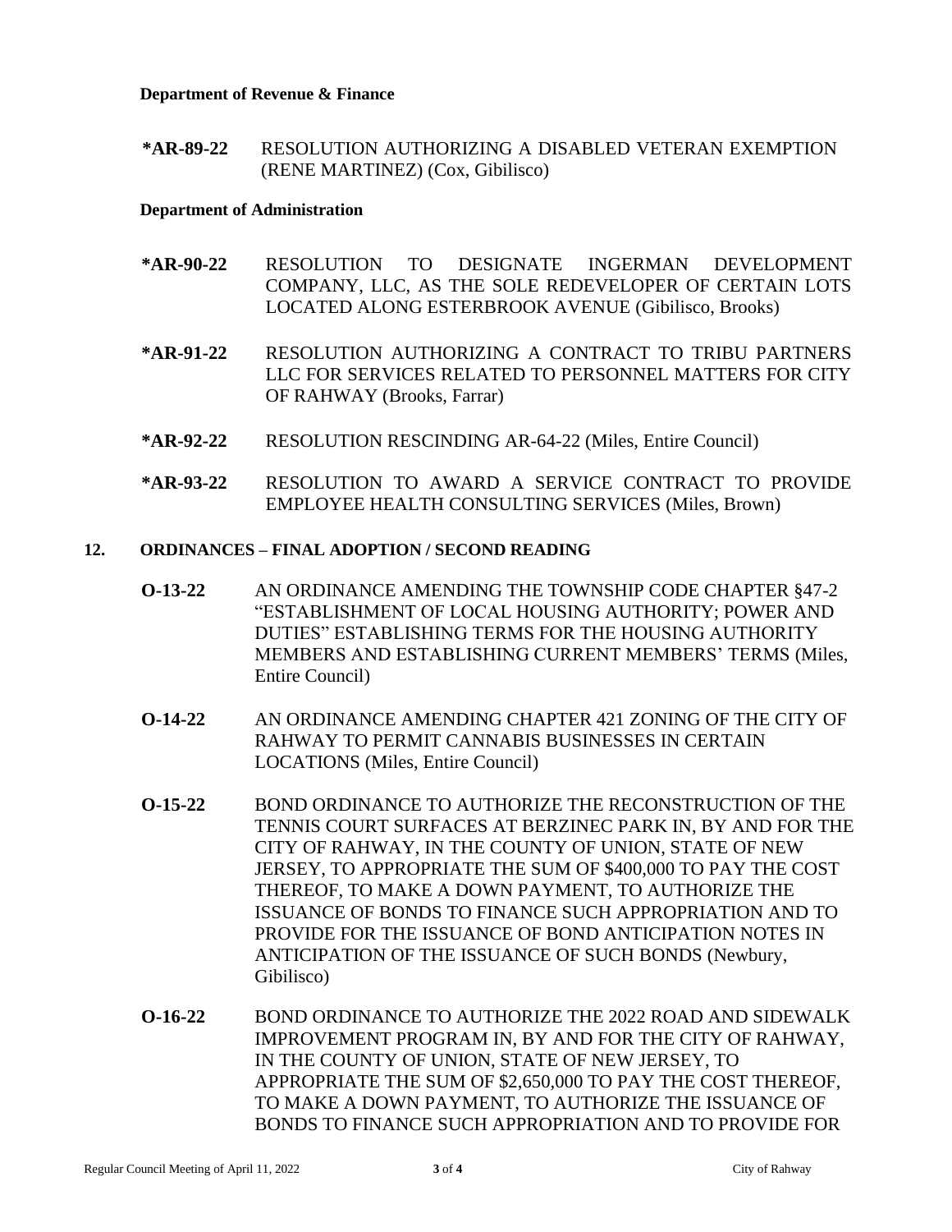**Department of Revenue & Finance**

**\*AR-89-22** RESOLUTION AUTHORIZING A DISABLED VETERAN EXEMPTION (RENE MARTINEZ) (Cox, Gibilisco)

**Department of Administration**

**\*AR-90-22** RESOLUTION TO DESIGNATE INGERMAN DEVELOPMENT COMPANY, LLC, AS THE SOLE REDEVELOPER OF CERTAIN LOTS LOCATED ALONG ESTERBROOK AVENUE (Gibilisco, Brooks)

**\*AR-91-22** RESOLUTION AUTHORIZING A CONTRACT TO TRIBU PARTNERS LLC FOR SERVICES RELATED TO PERSONNEL MATTERS FOR CITY OF RAHWAY (Brooks, Farrar)

**\*AR-92-22** RESOLUTION RESCINDING AR-64-22 (Miles, Entire Council)

**\*AR-93-22** RESOLUTION TO AWARD A SERVICE CONTRACT TO PROVIDE EMPLOYEE HEALTH CONSULTING SERVICES (Miles, Brown)

**12. ORDINANCES – FINAL ADOPTION / SECOND READING**

**O-13-22** AN ORDINANCE AMENDING THE TOWNSHIP CODE CHAPTER §47-2 "ESTABLISHMENT OF LOCAL HOUSING AUTHORITY; POWER AND DUTIES" ESTABLISHING TERMS FOR THE HOUSING AUTHORITY MEMBERS AND ESTABLISHING CURRENT MEMBERS' TERMS (Miles, Entire Council)

**O-14-22** AN ORDINANCE AMENDING CHAPTER 421 ZONING OF THE CITY OF RAHWAY TO PERMIT CANNABIS BUSINESSES IN CERTAIN LOCATIONS (Miles, Entire Council)

**O-15-22** BOND ORDINANCE TO AUTHORIZE THE RECONSTRUCTION OF THE TENNIS COURT SURFACES AT BERZINEC PARK IN, BY AND FOR THE CITY OF RAHWAY, IN THE COUNTY OF UNION, STATE OF NEW JERSEY, TO APPROPRIATE THE SUM OF $400,000 TO PAY THE COST THEREOF, TO MAKE A DOWN PAYMENT, TO AUTHORIZE THE ISSUANCE OF BONDS TO FINANCE SUCH APPROPRIATION AND TO PROVIDE FOR THE ISSUANCE OF BOND ANTICIPATION NOTES IN ANTICIPATION OF THE ISSUANCE OF SUCH BONDS (Newbury, Gibilisco)

**O-16-22** BOND ORDINANCE TO AUTHORIZE THE 2022 ROAD AND SIDEWALK IMPROVEMENT PROGRAM IN, BY AND FOR THE CITY OF RAHWAY, IN THE COUNTY OF UNION, STATE OF NEW JERSEY, TO APPROPRIATE THE SUM OF $2,650,000 TO PAY THE COST THEREOF, TO MAKE A DOWN PAYMENT, TO AUTHORIZE THE ISSUANCE OF BONDS TO FINANCE SUCH APPROPRIATION AND TO PROVIDE FOR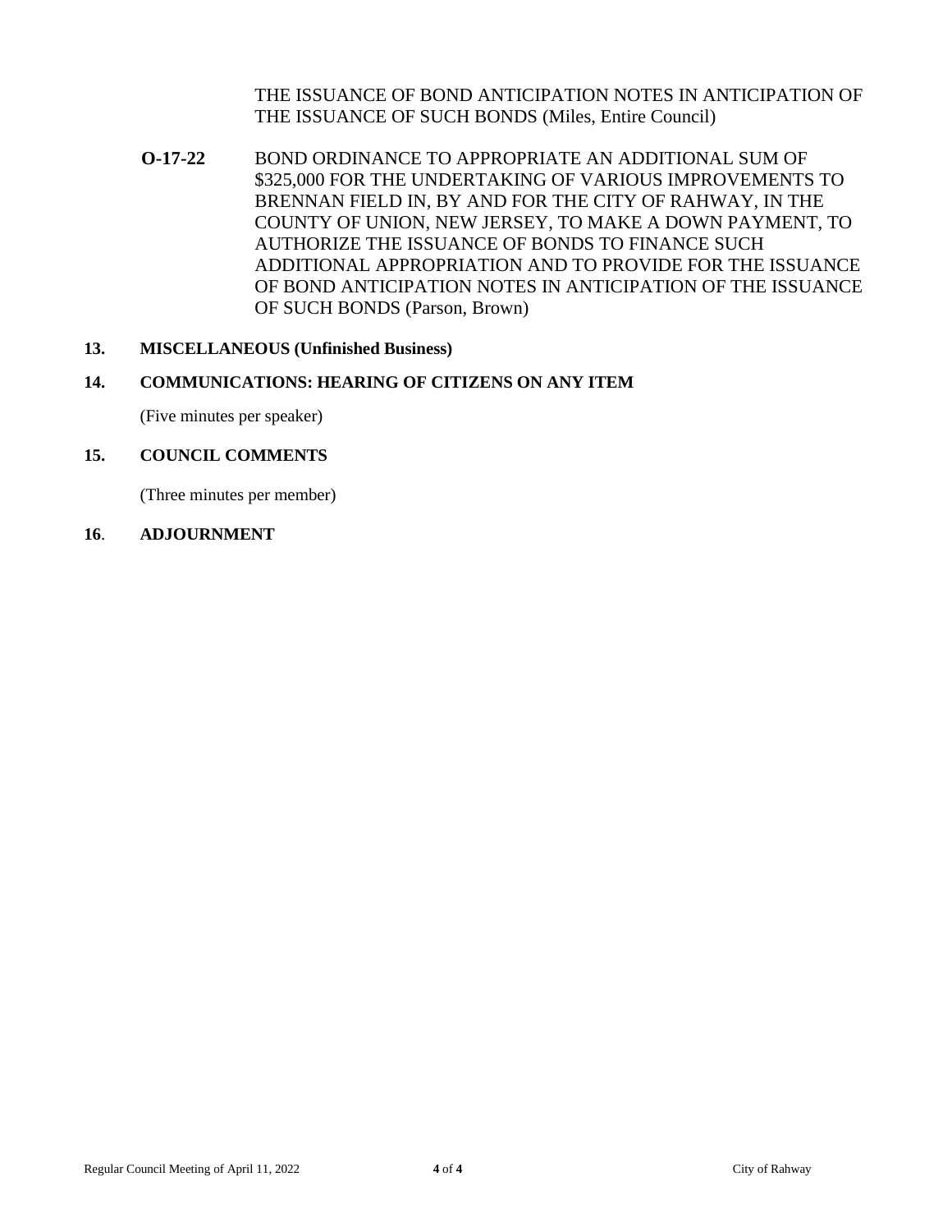THE ISSUANCE OF BOND ANTICIPATION NOTES IN ANTICIPATION OF THE ISSUANCE OF SUCH BONDS (Miles, Entire Council)

**O-17-22** BOND ORDINANCE TO APPROPRIATE AN ADDITIONAL SUM OF $325,000 FOR THE UNDERTAKING OF VARIOUS IMPROVEMENTS TO BRENNAN FIELD IN, BY AND FOR THE CITY OF RAHWAY, IN THE COUNTY OF UNION, NEW JERSEY, TO MAKE A DOWN PAYMENT, TO AUTHORIZE THE ISSUANCE OF BONDS TO FINANCE SUCH ADDITIONAL APPROPRIATION AND TO PROVIDE FOR THE ISSUANCE OF BOND ANTICIPATION NOTES IN ANTICIPATION OF THE ISSUANCE OF SUCH BONDS (Parson, Brown)

**13. MISCELLANEOUS (Unfinished Business)**

**14. COMMUNICATIONS: HEARING OF CITIZENS ON ANY ITEM**

(Five minutes per speaker)

**15. COUNCIL COMMENTS**

(Three minutes per member)

**16. ADJOURNMENT**